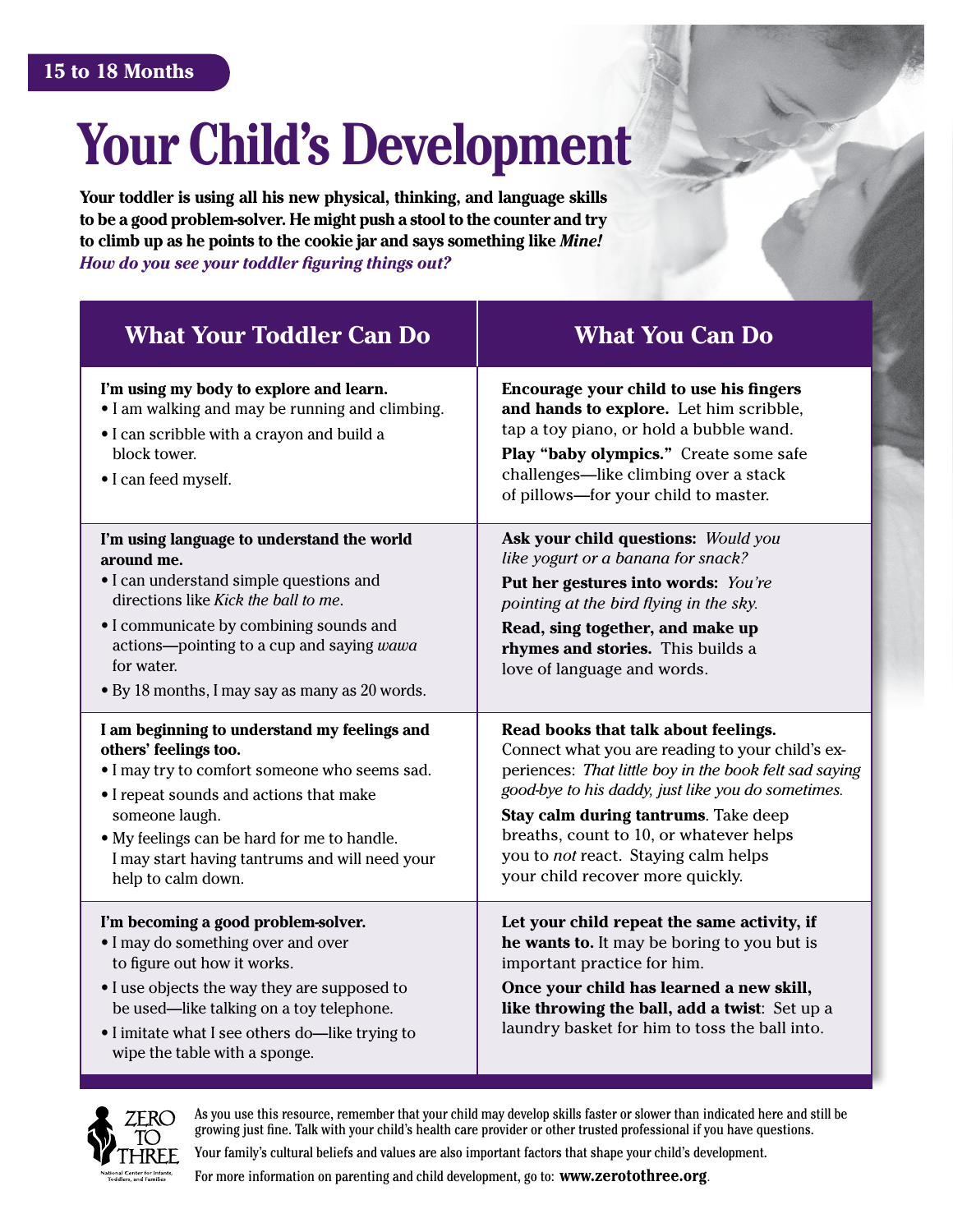**15 to 18 Months**

# Your Child's Development

**Your toddler is using all his new physical, thinking, and language skills to be a good problem-solver. He might push a stool to the counter and try to climb up as he points to the cookie jar and says something like *Mine!***
***How do you see your toddler figuring things out?***

| What Your Toddler Can Do | What You Can Do |
|---|---|
| **I'm using my body to explore and learn.**<br>• I am walking and may be running and climbing.<br>• I can scribble with a crayon and build a block tower.<br>• I can feed myself. | **Encourage your child to use his fingers and hands to explore.** Let him scribble, tap a toy piano, or hold a bubble wand.<br>**Play "baby olympics."** Create some safe challenges—like climbing over a stack of pillows—for your child to master. |
| **I'm using language to understand the world around me.**<br>• I can understand simple questions and directions like *Kick the ball to me*.<br>• I communicate by combining sounds and actions—pointing to a cup and saying *wawa* for water.<br>• By 18 months, I may say as many as 20 words. | **Ask your child questions:** *Would you like yogurt or a banana for snack?*<br>**Put her gestures into words:** *You're pointing at the bird flying in the sky.*<br>**Read, sing together, and make up rhymes and stories.** This builds a love of language and words. |
| **I am beginning to understand my feelings and others' feelings too.**<br>• I may try to comfort someone who seems sad.<br>• I repeat sounds and actions that make someone laugh.<br>• My feelings can be hard for me to handle. I may start having tantrums and will need your help to calm down. | **Read books that talk about feelings.** Connect what you are reading to your child's experiences: *That little boy in the book felt sad saying good-bye to his daddy, just like you do sometimes.*<br>**Stay calm during tantrums**. Take deep breaths, count to 10, or whatever helps you to *not* react. Staying calm helps your child recover more quickly. |
| **I'm becoming a good problem-solver.**<br>• I may do something over and over to figure out how it works.<br>• I use objects the way they are supposed to be used—like talking on a toy telephone.<br>• I imitate what I see others do—like trying to wipe the table with a sponge. | **Let your child repeat the same activity, if he wants to.** It may be boring to you but is important practice for him.<br>**Once your child has learned a new skill, like throwing the ball, add a twist**: Set up a laundry basket for him to toss the ball into. |

ZERO TO THREE
National Center for Infants, Toddlers, and Families

As you use this resource, remember that your child may develop skills faster or slower than indicated here and still be growing just fine. Talk with your child's health care provider or other trusted professional if you have questions.

Your family's cultural beliefs and values are also important factors that shape your child's development.

For more information on parenting and child development, go to: **www.zerotothree.org**.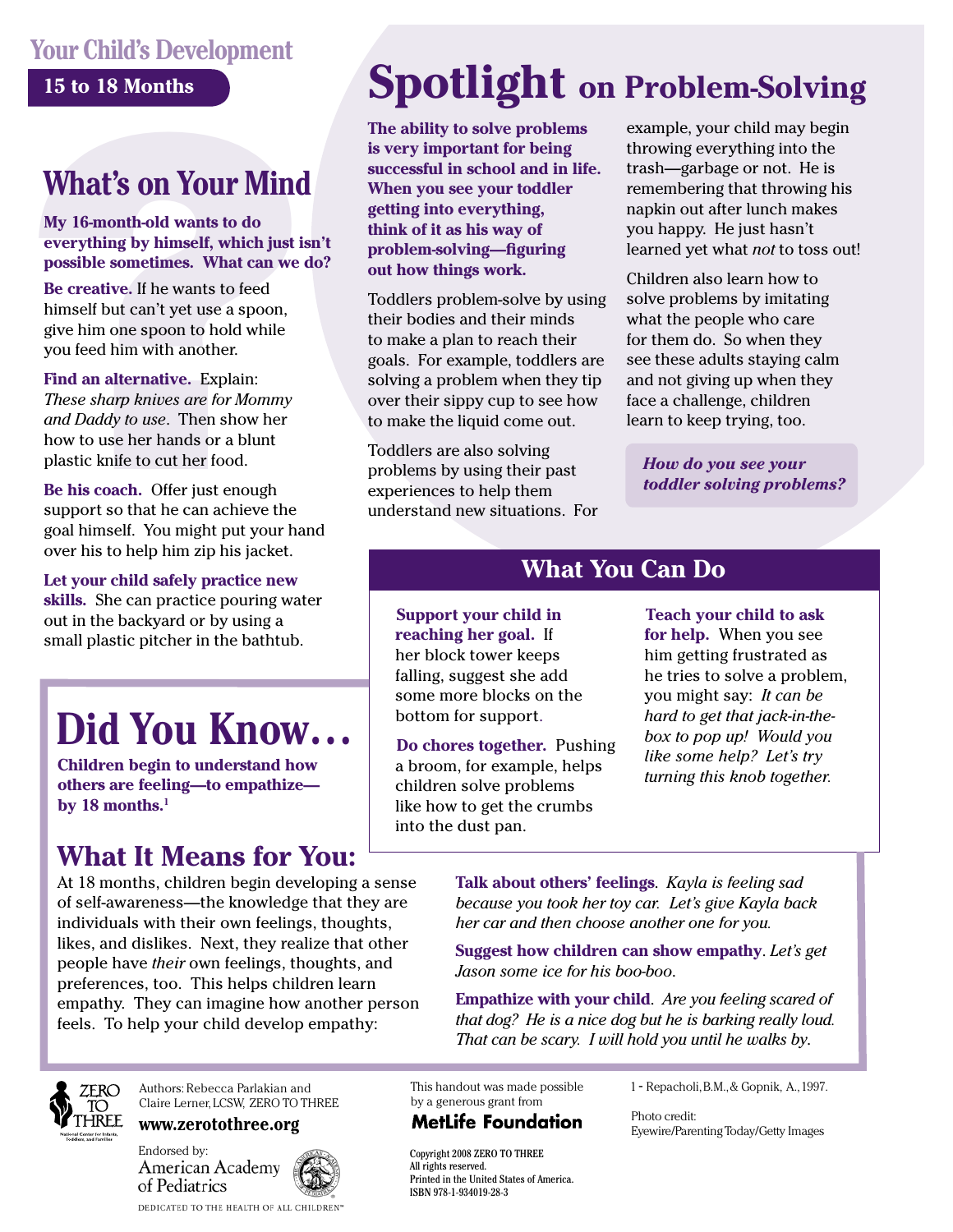# Your Child's Development

**15 to 18 Months**

## What's on Your Mind

**My 16-month-old wants to do everything by himself, which just isn't possible sometimes. What can we do?**

**Be creative.** If he wants to feed himself but can't yet use a spoon, give him one spoon to hold while you feed him with another.

**Find an alternative.** Explain: *These sharp knives are for Mommy and Daddy to use*. Then show her how to use her hands or a blunt plastic knife to cut her food.

**Be his coach.** Offer just enough support so that he can achieve the goal himself. You might put your hand over his to help him zip his jacket.

**Let your child safely practice new skills.** She can practice pouring water out in the backyard or by using a small plastic pitcher in the bathtub.

# Spotlight on Problem-Solving

**The ability to solve problems is very important for being successful in school and in life. When you see your toddler getting into everything, think of it as his way of problem-solving—figuring out how things work.**

Toddlers problem-solve by using their bodies and their minds to make a plan to reach their goals. For example, toddlers are solving a problem when they tip over their sippy cup to see how to make the liquid come out.

Toddlers are also solving problems by using their past experiences to help them understand new situations. For example, your child may begin throwing everything into the trash—garbage or not. He is remembering that throwing his napkin out after lunch makes you happy. He just hasn't learned yet what *not* to toss out!

Children also learn how to solve problems by imitating what the people who care for them do. So when they see these adults staying calm and not giving up when they face a challenge, children learn to keep trying, too.

***How do you see your toddler solving problems?***

## What You Can Do

**Support your child in reaching her goal.** If her block tower keeps falling, suggest she add some more blocks on the bottom for support.

**Do chores together.** Pushing a broom, for example, helps children solve problems like how to get the crumbs into the dust pan.

**Teach your child to ask for help.** When you see him getting frustrated as he tries to solve a problem, you might say: *It can be hard to get that jack-in-the-box to pop up! Would you like some help? Let's try turning this knob together.*

# Did You Know…

**Children begin to understand how others are feeling—to empathize—by 18 months.[1]**

## What It Means for You:

At 18 months, children begin developing a sense of self-awareness—the knowledge that they are individuals with their own feelings, thoughts, likes, and dislikes. Next, they realize that other people have *their* own feelings, thoughts, and preferences, too. This helps children learn empathy. They can imagine how another person feels. To help your child develop empathy:

**Talk about others' feelings**. *Kayla is feeling sad because you took her toy car. Let's give Kayla back her car and then choose another one for you.*

**Suggest how children can show empathy**. *Let's get Jason some ice for his boo-boo.*

**Empathize with your child**. *Are you feeling scared of that dog? He is a nice dog but he is barking really loud. That can be scary. I will hold you until he walks by.*

---

Authors: Rebecca Parlakian and Claire Lerner, LCSW, ZERO TO THREE

**www.zerotothree.org**

Endorsed by: American Academy of Pediatrics

DEDICATED TO THE HEALTH OF ALL CHILDREN™

This handout was made possible by a generous grant from **MetLife Foundation**

Copyright 2008 ZERO TO THREE
All rights reserved.
Printed in the United States of America.
ISBN 978-1-934019-28-3

1 - Repacholi, B.M., & Gopnik, A., 1997.

Photo credit:
Eyewire/Parenting Today/Getty Images